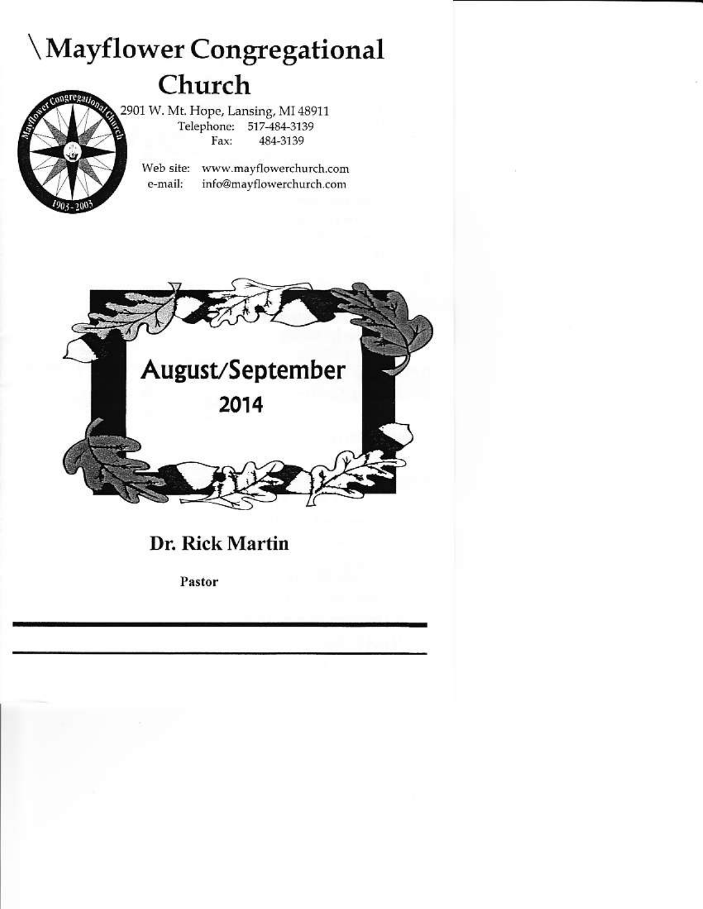# \Mayflower Congregational Church

2901 W. Mt. Hope, Lansing, MI 48911
Telephone: 517-484-3139
Fax: 484-3139

Web site: www.mayflowerchurch.com
e-mail: info@mayflowerchurch.com

## August/September 2014

**Dr. Rick Martin**

**Pastor**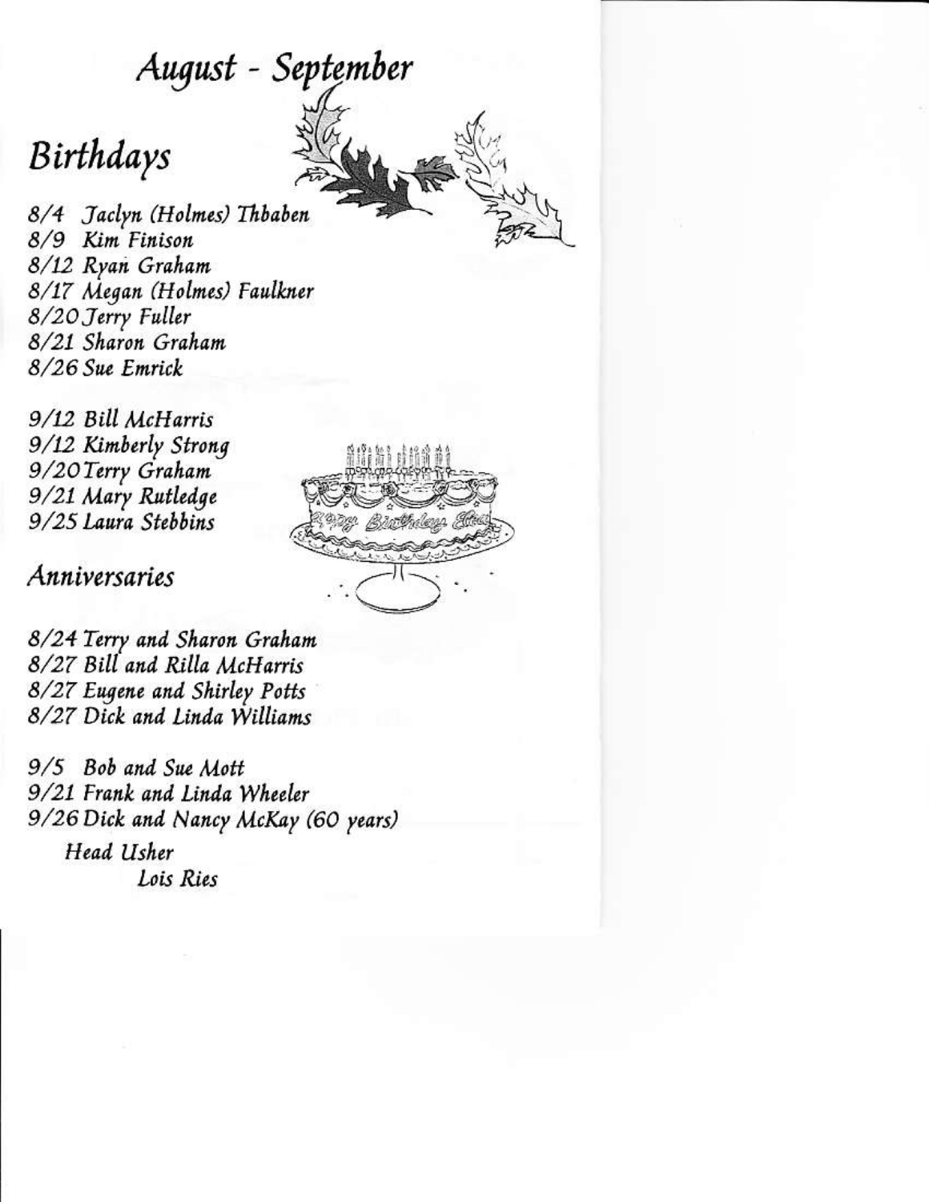# August - September

## Birthdays

8/4 Jaclyn (Holmes) Thbaben
8/9 Kim Finison
8/12 Ryan Graham
8/17 Megan (Holmes) Faulkner
8/20 Jerry Fuller
8/21 Sharon Graham
8/26 Sue Emrick

9/12 Bill McHarris
9/12 Kimberly Strong
9/20 Terry Graham
9/21 Mary Rutledge
9/25 Laura Stebbins

## Anniversaries

8/24 Terry and Sharon Graham
8/27 Bill and Rilla McHarris
8/27 Eugene and Shirley Potts
8/27 Dick and Linda Williams

9/5 Bob and Sue Mott
9/21 Frank and Linda Wheeler
9/26 Dick and Nancy McKay (60 years)

Head Usher
Lois Ries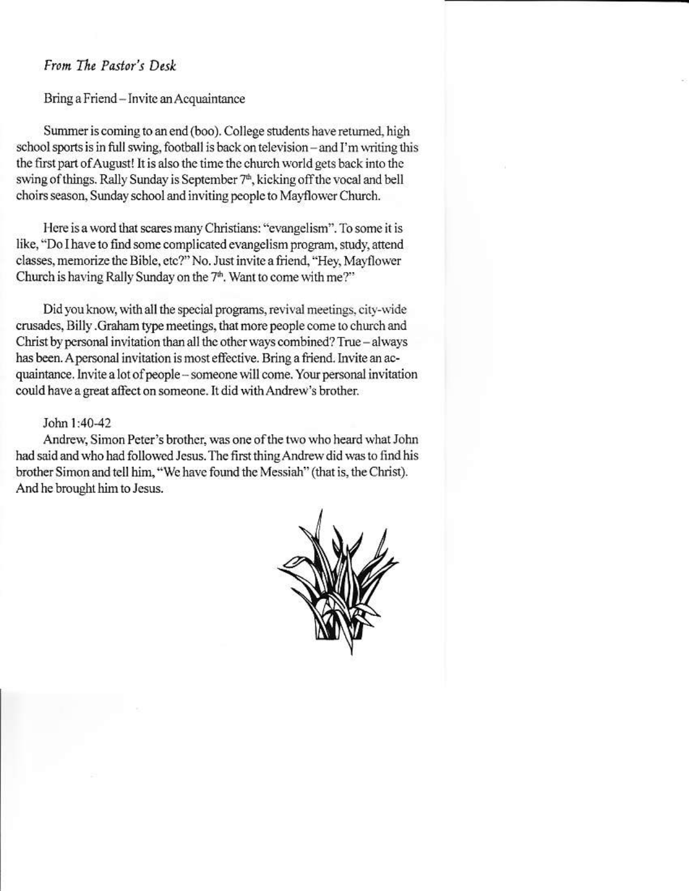*From The Pastor's Desk*

Bring a Friend – Invite an Acquaintance

Summer is coming to an end (boo). College students have returned, high school sports is in full swing, football is back on television – and I'm writing this the first part of August! It is also the time the church world gets back into the swing of things. Rally Sunday is September 7th, kicking off the vocal and bell choirs season, Sunday school and inviting people to Mayflower Church.

Here is a word that scares many Christians: "evangelism". To some it is like, "Do I have to find some complicated evangelism program, study, attend classes, memorize the Bible, etc?" No. Just invite a friend, "Hey, Mayflower Church is having Rally Sunday on the 7th. Want to come with me?"

Did you know, with all the special programs, revival meetings, city-wide crusades, Billy .Graham type meetings, that more people come to church and Christ by personal invitation than all the other ways combined? True – always has been. A personal invitation is most effective. Bring a friend. Invite an acquaintance. Invite a lot of people – someone will come. Your personal invitation could have a great affect on someone. It did with Andrew's brother.

John 1:40-42

Andrew, Simon Peter's brother, was one of the two who heard what John had said and who had followed Jesus. The first thing Andrew did was to find his brother Simon and tell him, "We have found the Messiah" (that is, the Christ). And he brought him to Jesus.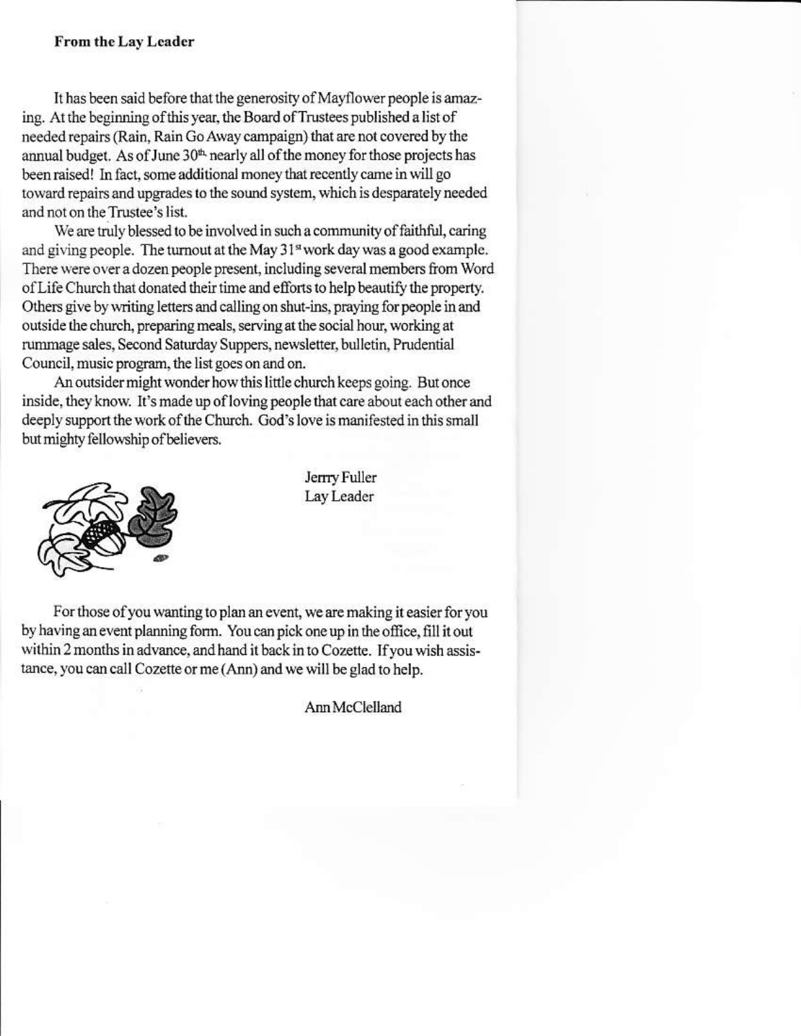**From the Lay Leader**

It has been said before that the generosity of Mayflower people is amazing. At the beginning of this year, the Board of Trustees published a list of needed repairs (Rain, Rain Go Away campaign) that are not covered by the annual budget. As of June 30th nearly all of the money for those projects has been raised! In fact, some additional money that recently came in will go toward repairs and upgrades to the sound system, which is desparately needed and not on the Trustee's list.

We are truly blessed to be involved in such a community of faithful, caring and giving people. The turnout at the May 31st work day was a good example. There were over a dozen people present, including several members from Word of Life Church that donated their time and efforts to help beautify the property. Others give by writing letters and calling on shut-ins, praying for people in and outside the church, preparing meals, serving at the social hour, working at rummage sales, Second Saturday Suppers, newsletter, bulletin, Prudential Council, music program, the list goes on and on.

An outsider might wonder how this little church keeps going. But once inside, they know. It's made up of loving people that care about each other and deeply support the work of the Church. God's love is manifested in this small but mighty fellowship of believers.

Jerry Fuller
Lay Leader

For those of you wanting to plan an event, we are making it easier for you by having an event planning form. You can pick one up in the office, fill it out within 2 months in advance, and hand it back in to Cozette. If you wish assistance, you can call Cozette or me (Ann) and we will be glad to help.

Ann McClelland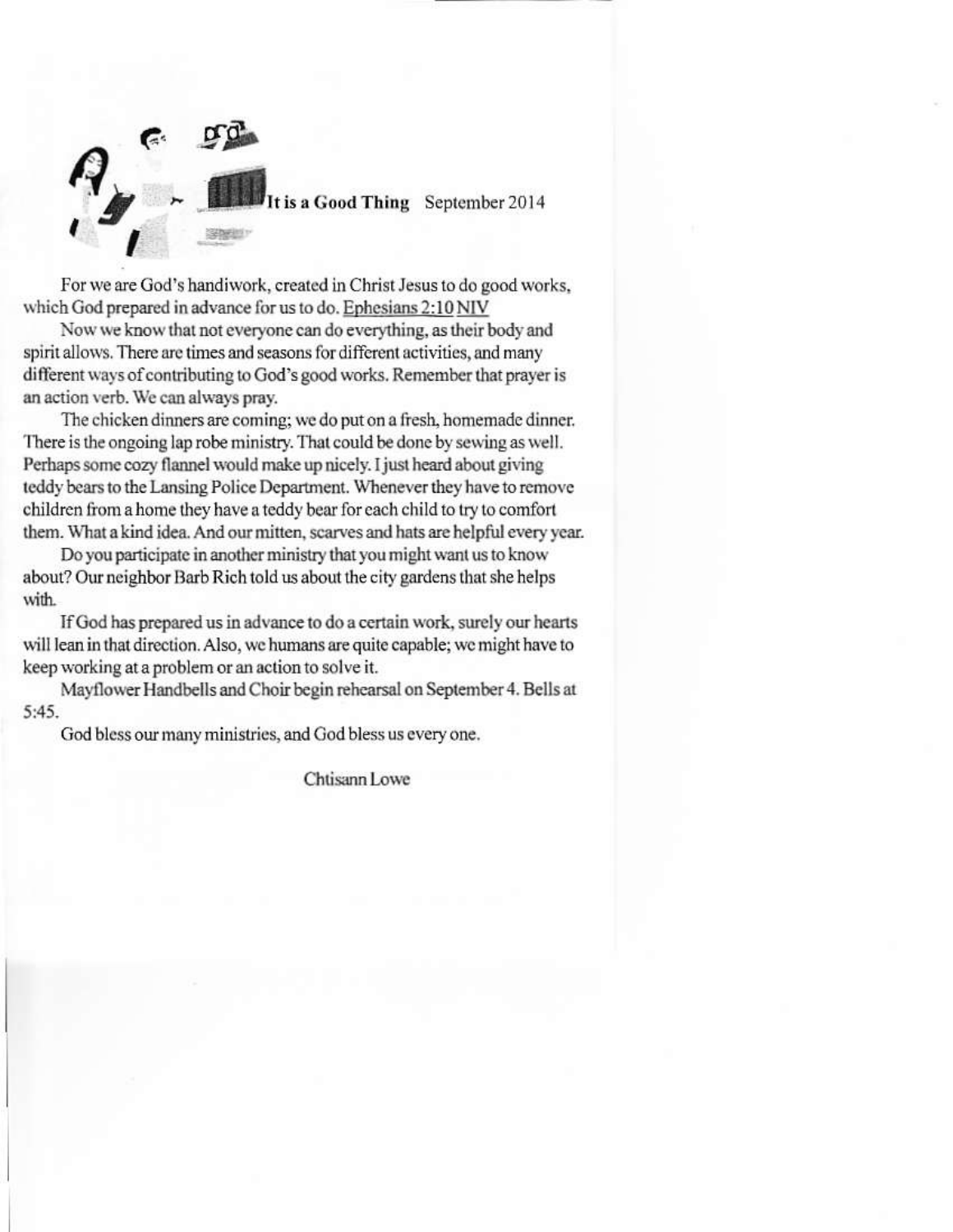**It is a Good Thing** September 2014

For we are God's handiwork, created in Christ Jesus to do good works, which God prepared in advance for us to do. Ephesians 2:10 NIV

Now we know that not everyone can do everything, as their body and spirit allows. There are times and seasons for different activities, and many different ways of contributing to God's good works. Remember that prayer is an action verb. We can always pray.

The chicken dinners are coming; we do put on a fresh, homemade dinner. There is the ongoing lap robe ministry. That could be done by sewing as well. Perhaps some cozy flannel would make up nicely. I just heard about giving teddy bears to the Lansing Police Department. Whenever they have to remove children from a home they have a teddy bear for each child to try to comfort them. What a kind idea. And our mitten, scarves and hats are helpful every year.

Do you participate in another ministry that you might want us to know about? Our neighbor Barb Rich told us about the city gardens that she helps with.

If God has prepared us in advance to do a certain work, surely our hearts will lean in that direction. Also, we humans are quite capable; we might have to keep working at a problem or an action to solve it.

Mayflower Handbells and Choir begin rehearsal on September 4. Bells at 5:45.

God bless our many ministries, and God bless us every one.

Chtisann Lowe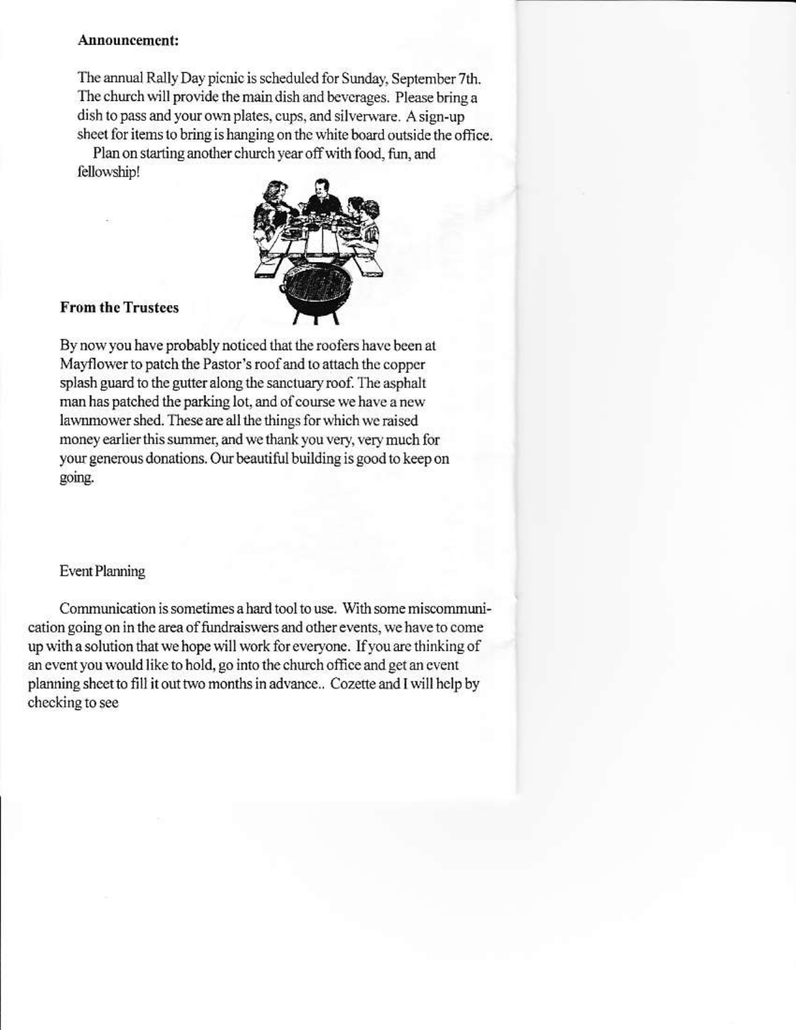**Announcement:**

The annual Rally Day picnic is scheduled for Sunday, September 7th. The church will provide the main dish and beverages. Please bring a dish to pass and your own plates, cups, and silverware. A sign-up sheet for items to bring is hanging on the white board outside the office.

Plan on starting another church year off with food, fun, and fellowship!

**From the Trustees**

By now you have probably noticed that the roofers have been at Mayflower to patch the Pastor's roof and to attach the copper splash guard to the gutter along the sanctuary roof. The asphalt man has patched the parking lot, and of course we have a new lawnmower shed. These are all the things for which we raised money earlier this summer, and we thank you very, very much for your generous donations. Our beautiful building is good to keep on going.

Event Planning

Communication is sometimes a hard tool to use. With some miscommunication going on in the area of fundraiswers and other events, we have to come up with a solution that we hope will work for everyone. If you are thinking of an event you would like to hold, go into the church office and get an event planning sheet to fill it out two months in advance.. Cozette and I will help by checking to see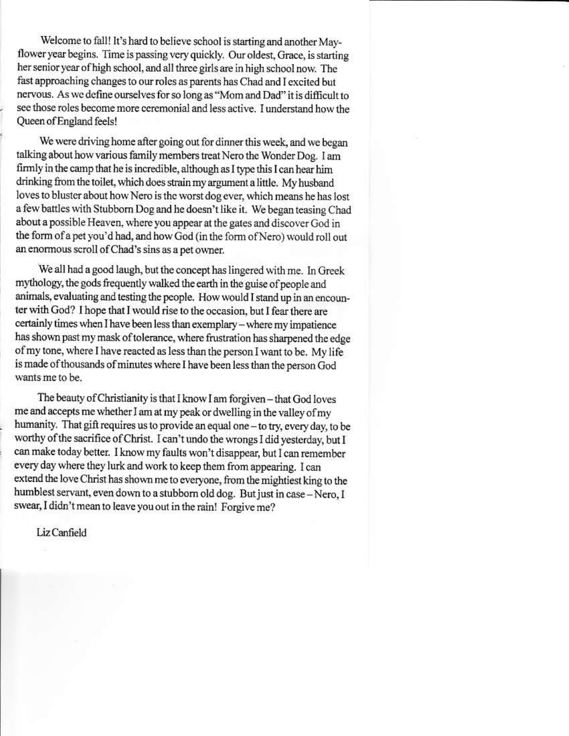Welcome to fall! It's hard to believe school is starting and another Mayflower year begins. Time is passing very quickly. Our oldest, Grace, is starting her senior year of high school, and all three girls are in high school now. The fast approaching changes to our roles as parents has Chad and I excited but nervous. As we define ourselves for so long as "Mom and Dad" it is difficult to see those roles become more ceremonial and less active. I understand how the Queen of England feels!

We were driving home after going out for dinner this week, and we began talking about how various family members treat Nero the Wonder Dog. I am firmly in the camp that he is incredible, although as I type this I can hear him drinking from the toilet, which does strain my argument a little. My husband loves to bluster about how Nero is the worst dog ever, which means he has lost a few battles with Stubborn Dog and he doesn't like it. We began teasing Chad about a possible Heaven, where you appear at the gates and discover God in the form of a pet you'd had, and how God (in the form of Nero) would roll out an enormous scroll of Chad's sins as a pet owner.

We all had a good laugh, but the concept has lingered with me. In Greek mythology, the gods frequently walked the earth in the guise of people and animals, evaluating and testing the people. How would I stand up in an encounter with God? I hope that I would rise to the occasion, but I fear there are certainly times when I have been less than exemplary – where my impatience has shown past my mask of tolerance, where frustration has sharpened the edge of my tone, where I have reacted as less than the person I want to be. My life is made of thousands of minutes where I have been less than the person God wants me to be.

The beauty of Christianity is that I know I am forgiven – that God loves me and accepts me whether I am at my peak or dwelling in the valley of my humanity. That gift requires us to provide an equal one – to try, every day, to be worthy of the sacrifice of Christ. I can't undo the wrongs I did yesterday, but I can make today better. I know my faults won't disappear, but I can remember every day where they lurk and work to keep them from appearing. I can extend the love Christ has shown me to everyone, from the mightiest king to the humblest servant, even down to a stubborn old dog. But just in case – Nero, I swear, I didn't mean to leave you out in the rain! Forgive me?

Liz Canfield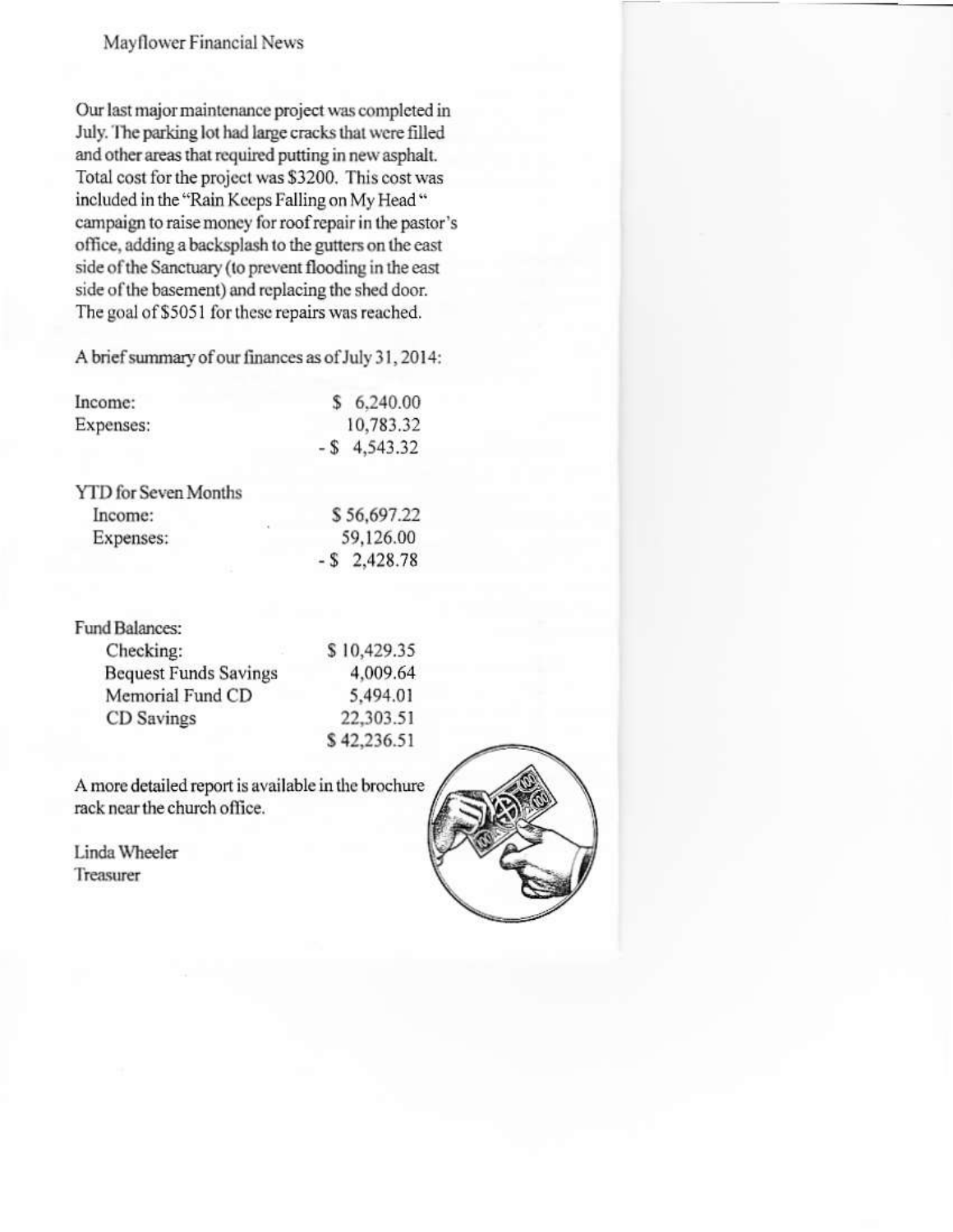# Mayflower Financial News

Our last major maintenance project was completed in July. The parking lot had large cracks that were filled and other areas that required putting in new asphalt. Total cost for the project was $3200. This cost was included in the "Rain Keeps Falling on My Head" campaign to raise money for roof repair in the pastor's office, adding a backsplash to the gutters on the east side of the Sanctuary (to prevent flooding in the east side of the basement) and replacing the shed door. The goal of $5051 for these repairs was reached.

A brief summary of our finances as of July 31, 2014:

| | |
|---|---|
| Income: | $ 6,240.00 |
| Expenses: | 10,783.32 |
| | -$ 4,543.32 |

| | |
|---|---|
| YTD for Seven Months | |
| Income: | $ 56,697.22 |
| Expenses: | 59,126.00 |
| | -$ 2,428.78 |

| | |
|---|---|
| Fund Balances: | |
| Checking: | $ 10,429.35 |
| Bequest Funds Savings | 4,009.64 |
| Memorial Fund CD | 5,494.01 |
| CD Savings | 22,303.51 |
| | $ 42,236.51 |

A more detailed report is available in the brochure rack near the church office.

Linda Wheeler
Treasurer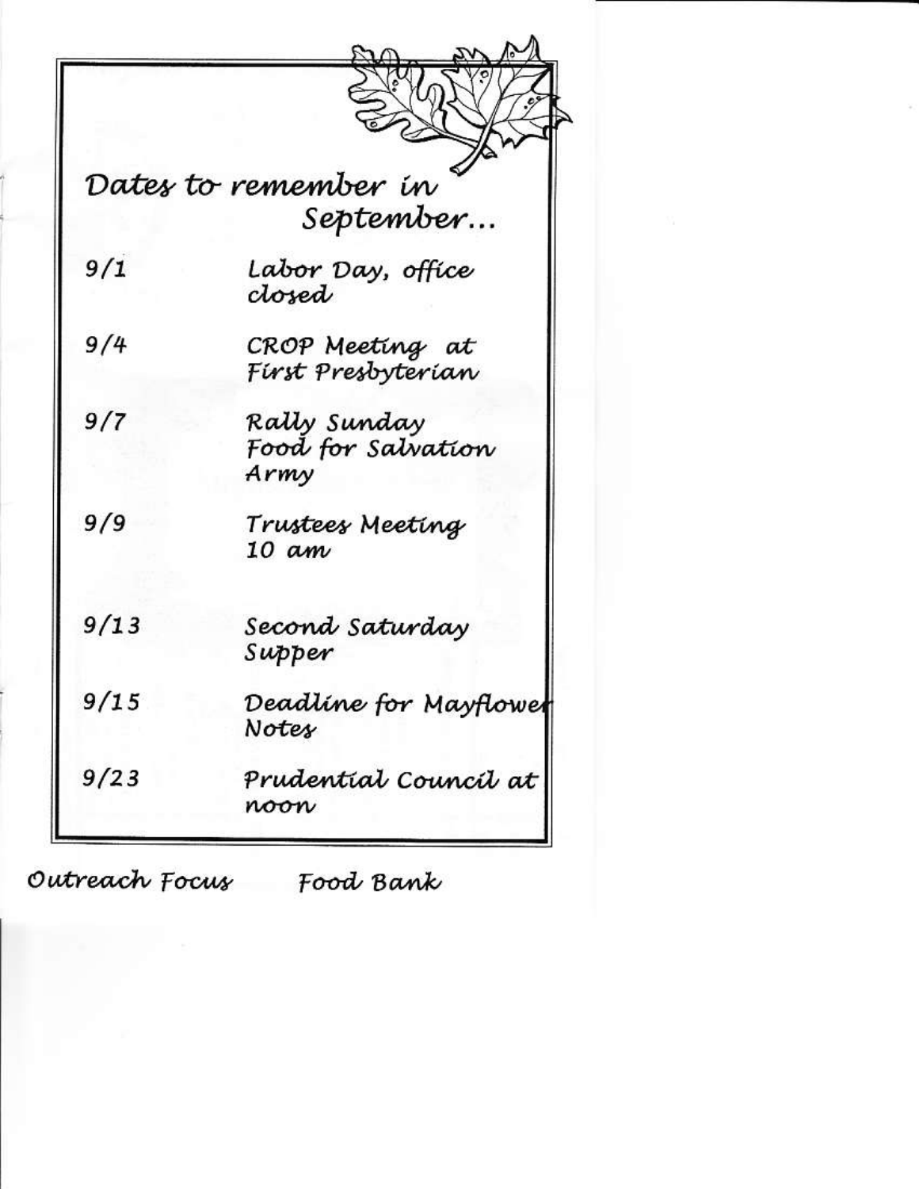## Dates to remember in September...

| | |
|---|---|
| 9/1 | Labor Day, office closed |
| 9/4 | CROP Meeting at First Presbyterian |
| 9/7 | Rally Sunday Food for Salvation Army |
| 9/9 | Trustees Meeting 10 am |
| 9/13 | Second Saturday Supper |
| 9/15 | Deadline for Mayflower Notes |
| 9/23 | Prudential Council at noon |

Outreach Focus    Food Bank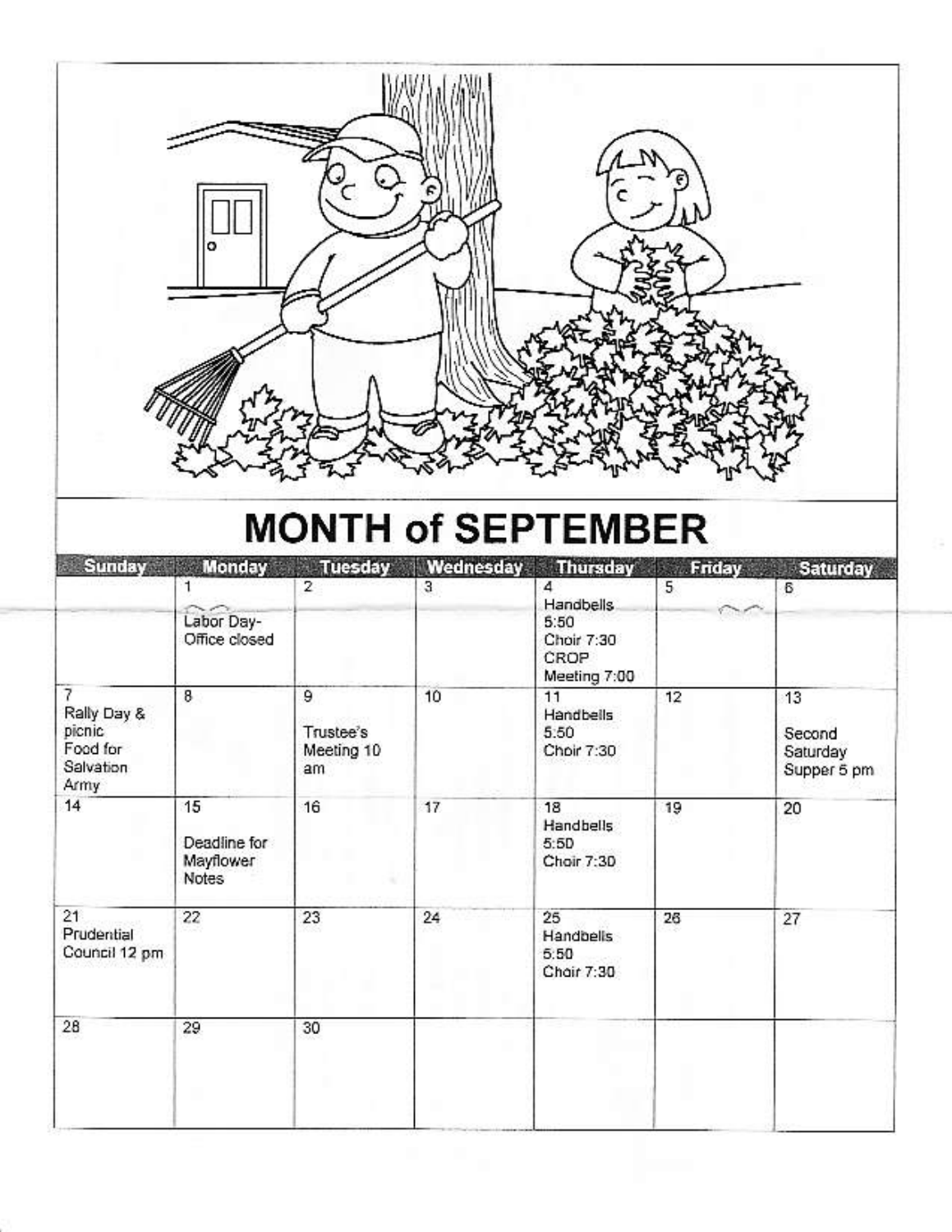# MONTH of SEPTEMBER

| Sunday | Monday | Tuesday | Wednesday | Thursday | Friday | Saturday |
|---|---|---|---|---|---|---|
| | 1 Labor Day- Office closed | 2 | 3 | 4 Handbells 5:50 Choir 7:30 CROP Meeting 7:00 | 5 | 6 |
| 7 Rally Day & picnic Food for Salvation Army | 8 | 9 Trustee's Meeting 10 am | 10 | 11 Handbells 5:50 Choir 7:30 | 12 | 13 Second Saturday Supper 5 pm |
| 14 | 15 Deadline for Mayflower Notes | 16 | 17 | 18 Handbells 5:50 Choir 7:30 | 19 | 20 |
| 21 Prudential Council 12 pm | 22 | 23 | 24 | 25 Handbells 5:50 Choir 7:30 | 26 | 27 |
| 28 | 29 | 30 | | | | |